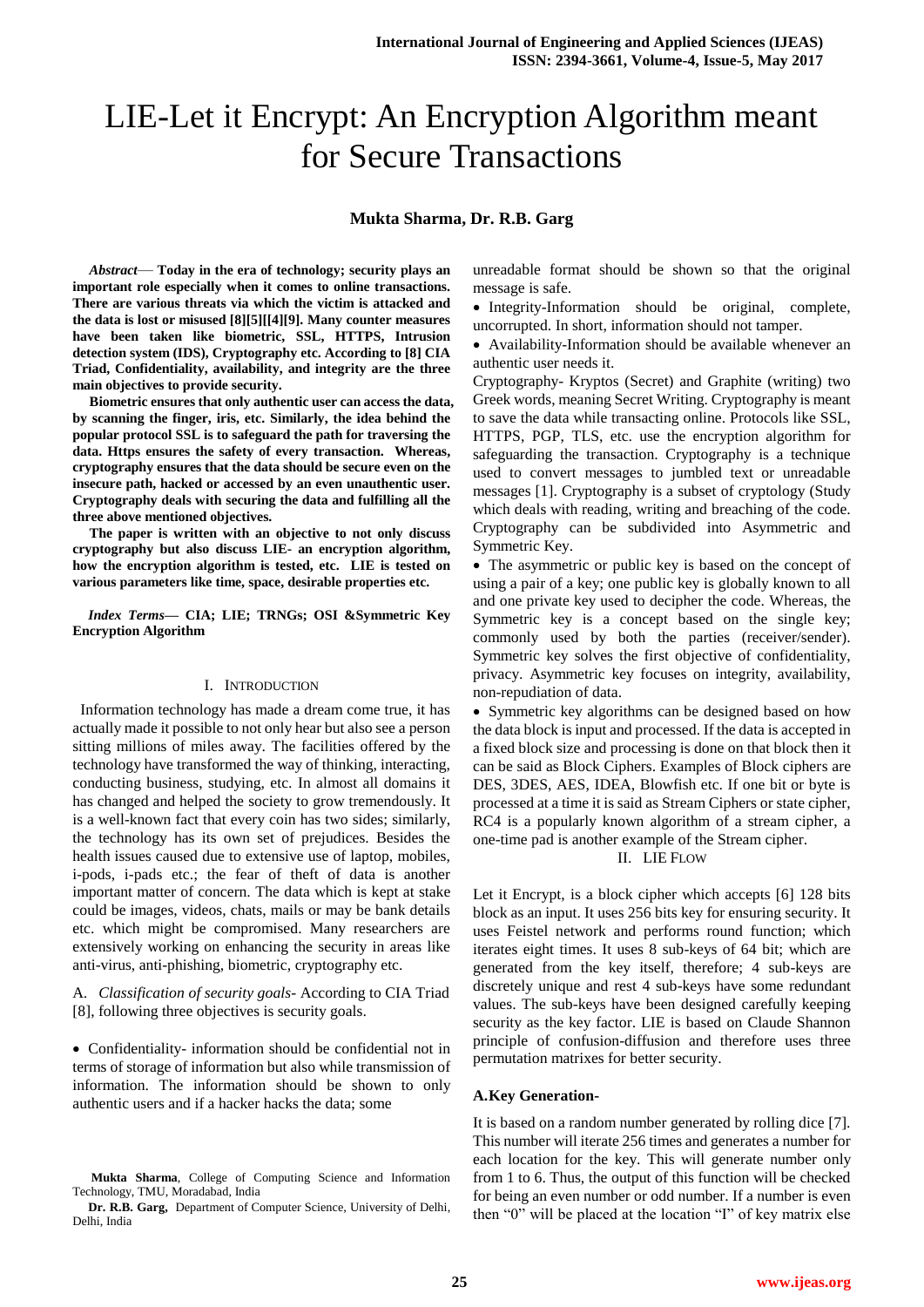# LIE-Let it Encrypt: An Encryption Algorithm meant for Secure Transactions

**Mukta Sharma, Dr. R.B. Garg**

*Abstract*— **Today in the era of technology; security plays an important role especially when it comes to online transactions. There are various threats via which the victim is attacked and the data is lost or misused [8][5][[4][9]. Many counter measures have been taken like biometric, SSL, HTTPS, Intrusion detection system (IDS), Cryptography etc. According to [8] CIA Triad, Confidentiality, availability, and integrity are the three main objectives to provide security.**

**Biometric ensures that only authentic user can access the data, by scanning the finger, iris, etc. Similarly, the idea behind the popular protocol SSL is to safeguard the path for traversing the data. Https ensures the safety of every transaction. Whereas, cryptography ensures that the data should be secure even on the insecure path, hacked or accessed by an even unauthentic user. Cryptography deals with securing the data and fulfilling all the three above mentioned objectives.**

**The paper is written with an objective to not only discuss cryptography but also discuss LIE- an encryption algorithm, how the encryption algorithm is tested, etc. LIE is tested on various parameters like time, space, desirable properties etc.**

*Index Terms*— **CIA; LIE; TRNGs; OSI &Symmetric Key Encryption Algorithm**

## I. Introduction

Information technology has made a dream come true, it has actually made it possible to not only hear but also see a person sitting millions of miles away. The facilities offered by the technology have transformed the way of thinking, interacting, conducting business, studying, etc. In almost all domains it has changed and helped the society to grow tremendously. It is a well-known fact that every coin has two sides; similarly, the technology has its own set of prejudices. Besides the health issues caused due to extensive use of laptop, mobiles, i-pods, i-pads etc.; the fear of theft of data is another important matter of concern. The data which is kept at stake could be images, videos, chats, mails or may be bank details etc. which might be compromised. Many researchers are extensively working on enhancing the security in areas like anti-virus, anti-phishing, biometric, cryptography etc.

A. *Classification of security goals-* According to CIA Triad [8], following three objectives is security goals.

- Confidentiality- information should be confidential not in terms of storage of information but also while transmission of information. The information should be shown to only authentic users and if a hacker hacks the data; some unreadable format should be shown so that the original message is safe.
- Integrity-Information should be original, complete, uncorrupted. In short, information should not tamper.
- Availability-Information should be available whenever an authentic user needs it.

Cryptography- Kryptos (Secret) and Graphite (writing) two Greek words, meaning Secret Writing. Cryptography is meant to save the data while transacting online. Protocols like SSL, HTTPS, PGP, TLS, etc. use the encryption algorithm for safeguarding the transaction. Cryptography is a technique used to convert messages to jumbled text or unreadable messages [1]. Cryptography is a subset of cryptology (Study which deals with reading, writing and breaching of the code. Cryptography can be subdivided into Asymmetric and Symmetric Key.

- The asymmetric or public key is based on the concept of using a pair of a key; one public key is globally known to all and one private key used to decipher the code. Whereas, the Symmetric key is a concept based on the single key; commonly used by both the parties (receiver/sender). Symmetric key solves the first objective of confidentiality, privacy. Asymmetric key focuses on integrity, availability, non-repudiation of data.
- Symmetric key algorithms can be designed based on how the data block is input and processed. If the data is accepted in a fixed block size and processing is done on that block then it can be said as Block Ciphers. Examples of Block ciphers are DES, 3DES, AES, IDEA, Blowfish etc. If one bit or byte is processed at a time it is said as Stream Ciphers or state cipher, RC4 is a popularly known algorithm of a stream cipher, a one-time pad is another example of the Stream cipher.

## II. LIE Flow

Let it Encrypt, is a block cipher which accepts [6] 128 bits block as an input. It uses 256 bits key for ensuring security. It uses Feistel network and performs round function; which iterates eight times. It uses 8 sub-keys of 64 bit; which are generated from the key itself, therefore; 4 sub-keys are discretely unique and rest 4 sub-keys have some redundant values. The sub-keys have been designed carefully keeping security as the key factor. LIE is based on Claude Shannon principle of confusion-diffusion and therefore uses three permutation matrixes for better security.

### A.Key Generation-

It is based on a random number generated by rolling dice [7]. This number will iterate 256 times and generates a number for each location for the key. This will generate number only from 1 to 6. Thus, the output of this function will be checked for being an even number or odd number. If a number is even then "0" will be placed at the location "I" of key matrix else

**Mukta Sharma**, College of Computing Science and Information Technology, TMU, Moradabad, India

**Dr. R.B. Garg,** Department of Computer Science, University of Delhi, Delhi, India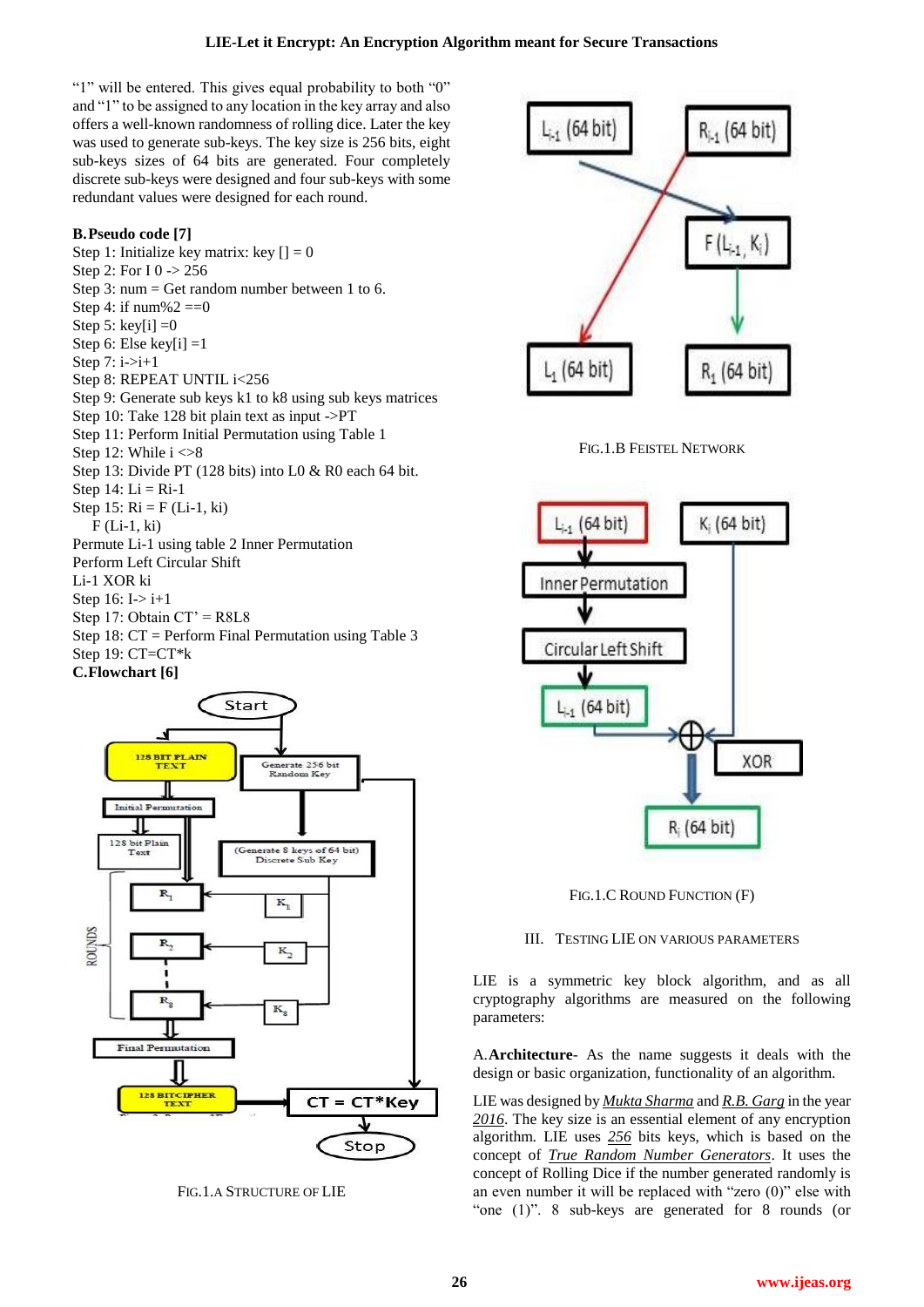"1" will be entered. This gives equal probability to both "0" and "1" to be assigned to any location in the key array and also offers a well-known randomness of rolling dice. Later the key was used to generate sub-keys. The key size is 256 bits, eight sub-keys sizes of 64 bits are generated. Four completely discrete sub-keys were designed and four sub-keys with some redundant values were designed for each round.

**B. Pseudo code [7]**

Step 1: Initialize key matrix: key [] = 0
Step 2: For I 0 -> 256
Step 3: num = Get random number between 1 to 6.
Step 4: if num%2 ==0
Step 5: key[i] =0
Step 6: Else key[i] =1
Step 7: i->i+1
Step 8: REPEAT UNTIL i<256
Step 9: Generate sub keys k1 to k8 using sub keys matrices
Step 10: Take 128 bit plain text as input ->PT
Step 11: Perform Initial Permutation using Table 1
Step 12: While i <>8
Step 13: Divide PT (128 bits) into L0 & R0 each 64 bit.
Step 14: Li = Ri-1
Step 15: Ri = F (Li-1, ki)
F (Li-1, ki)
Permute Li-1 using table 2 Inner Permutation
Perform Left Circular Shift
Li-1 XOR ki
Step 16: I-> i+1
Step 17: Obtain CT' = R8L8
Step 18: CT = Perform Final Permutation using Table 3
Step 19: CT=CT*k

**C. Flowchart [6]**

FIG.1.A STRUCTURE OF LIE

FIG.1.B FEISTEL NETWORK

FIG.1.C ROUND FUNCTION (F)

## III. TESTING LIE ON VARIOUS PARAMETERS

LIE is a symmetric key block algorithm, and as all cryptography algorithms are measured on the following parameters:

A. **Architecture**- As the name suggests it deals with the design or basic organization, functionality of an algorithm.

LIE was designed by *Mukta Sharma* and *R.B. Garg* in the year *2016*. The key size is an essential element of any encryption algorithm. LIE uses *256* bits keys, which is based on the concept of *True Random Number Generators*. It uses the concept of Rolling Dice if the number generated randomly is an even number it will be replaced with "zero (0)" else with "one (1)". 8 sub-keys are generated for 8 rounds (or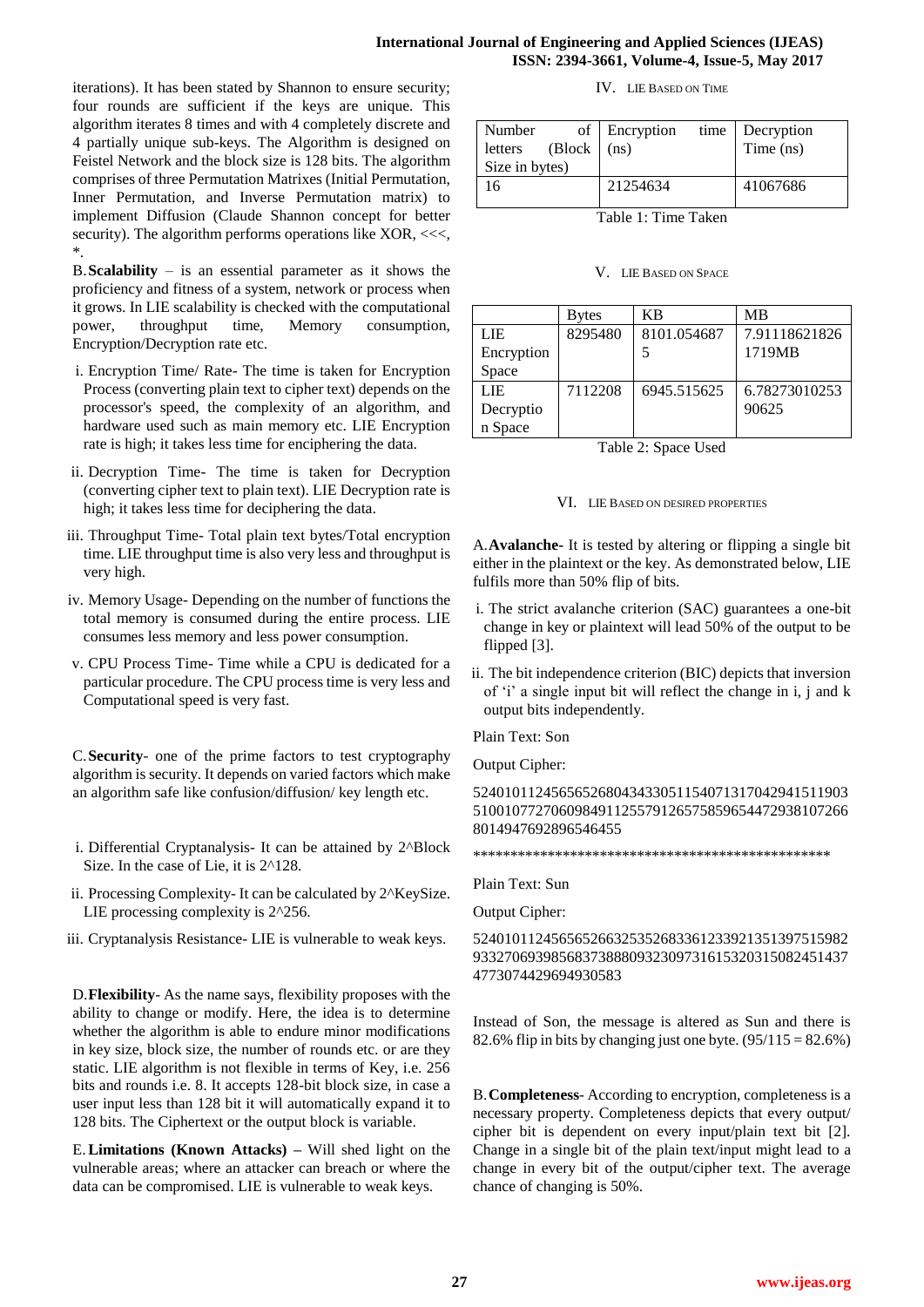iterations). It has been stated by Shannon to ensure security; four rounds are sufficient if the keys are unique. This algorithm iterates 8 times and with 4 completely discrete and 4 partially unique sub-keys. The Algorithm is designed on Feistel Network and the block size is 128 bits. The algorithm comprises of three Permutation Matrixes (Initial Permutation, Inner Permutation, and Inverse Permutation matrix) to implement Diffusion (Claude Shannon concept for better security). The algorithm performs operations like XOR, <<<, *.

B. **Scalability** – is an essential parameter as it shows the proficiency and fitness of a system, network or process when it grows. In LIE scalability is checked with the computational power, throughput time, Memory consumption, Encryption/Decryption rate etc.

i. Encryption Time/ Rate- The time is taken for Encryption Process (converting plain text to cipher text) depends on the processor's speed, the complexity of an algorithm, and hardware used such as main memory etc. LIE Encryption rate is high; it takes less time for enciphering the data.

ii. Decryption Time- The time is taken for Decryption (converting cipher text to plain text). LIE Decryption rate is high; it takes less time for deciphering the data.

iii. Throughput Time- Total plain text bytes/Total encryption time. LIE throughput time is also very less and throughput is very high.

iv. Memory Usage- Depending on the number of functions the total memory is consumed during the entire process. LIE consumes less memory and less power consumption.

v. CPU Process Time- Time while a CPU is dedicated for a particular procedure. The CPU process time is very less and Computational speed is very fast.

C. **Security**- one of the prime factors to test cryptography algorithm is security. It depends on varied factors which make an algorithm safe like confusion/diffusion/ key length etc.

i. Differential Cryptanalysis- It can be attained by 2^Block Size. In the case of Lie, it is 2^128.

ii. Processing Complexity- It can be calculated by 2^KeySize. LIE processing complexity is 2^256.

iii. Cryptanalysis Resistance- LIE is vulnerable to weak keys.

D. **Flexibility**- As the name says, flexibility proposes with the ability to change or modify. Here, the idea is to determine whether the algorithm is able to endure minor modifications in key size, block size, the number of rounds etc. or are they static. LIE algorithm is not flexible in terms of Key, i.e. 256 bits and rounds i.e. 8. It accepts 128-bit block size, in case a user input less than 128 bit it will automatically expand it to 128 bits. The Ciphertext or the output block is variable.

E. **Limitations (Known Attacks)** – Will shed light on the vulnerable areas; where an attacker can breach or where the data can be compromised. LIE is vulnerable to weak keys.

## IV. LIE Based on Time

| Number of letters (Block Size in bytes) | Encryption time (ns) | Decryption Time (ns) |
|---|---|---|
| 16 | 21254634 | 41067686 |

Table 1: Time Taken

## V. LIE Based on Space

| | Bytes | KB | MB |
|---|---|---|---|
| LIE Encryption Space | 8295480 | 8101.0546875 | 7.91118621826 1719MB |
| LIE Decryption Space | 7112208 | 6945.515625 | 6.78273010253 90625 |

Table 2: Space Used

## VI. LIE Based on Desired Properties

A. **Avalanche-** It is tested by altering or flipping a single bit either in the plaintext or the key. As demonstrated below, LIE fulfils more than 50% flip of bits.

i. The strict avalanche criterion (SAC) guarantees a one-bit change in key or plaintext will lead 50% of the output to be flipped [3].

ii. The bit independence criterion (BIC) depicts that inversion of 'i' a single input bit will reflect the change in i, j and k output bits independently.

Plain Text: Son

Output Cipher:

52401011245656526804343305115407131704294151190351001077270609849112557912657585965447293810726680149476928965464 55

*************************************************

Plain Text: Sun

Output Cipher:

52401011245656526632535268336123392135139751598293327069398568373888093230973161532031508245143747730744296949305 83

Instead of Son, the message is altered as Sun and there is 82.6% flip in bits by changing just one byte. (95/115 = 82.6%)

B. **Completeness**- According to encryption, completeness is a necessary property. Completeness depicts that every output/ cipher bit is dependent on every input/plain text bit [2]. Change in a single bit of the plain text/input might lead to a change in every bit of the output/cipher text. The average chance of changing is 50%.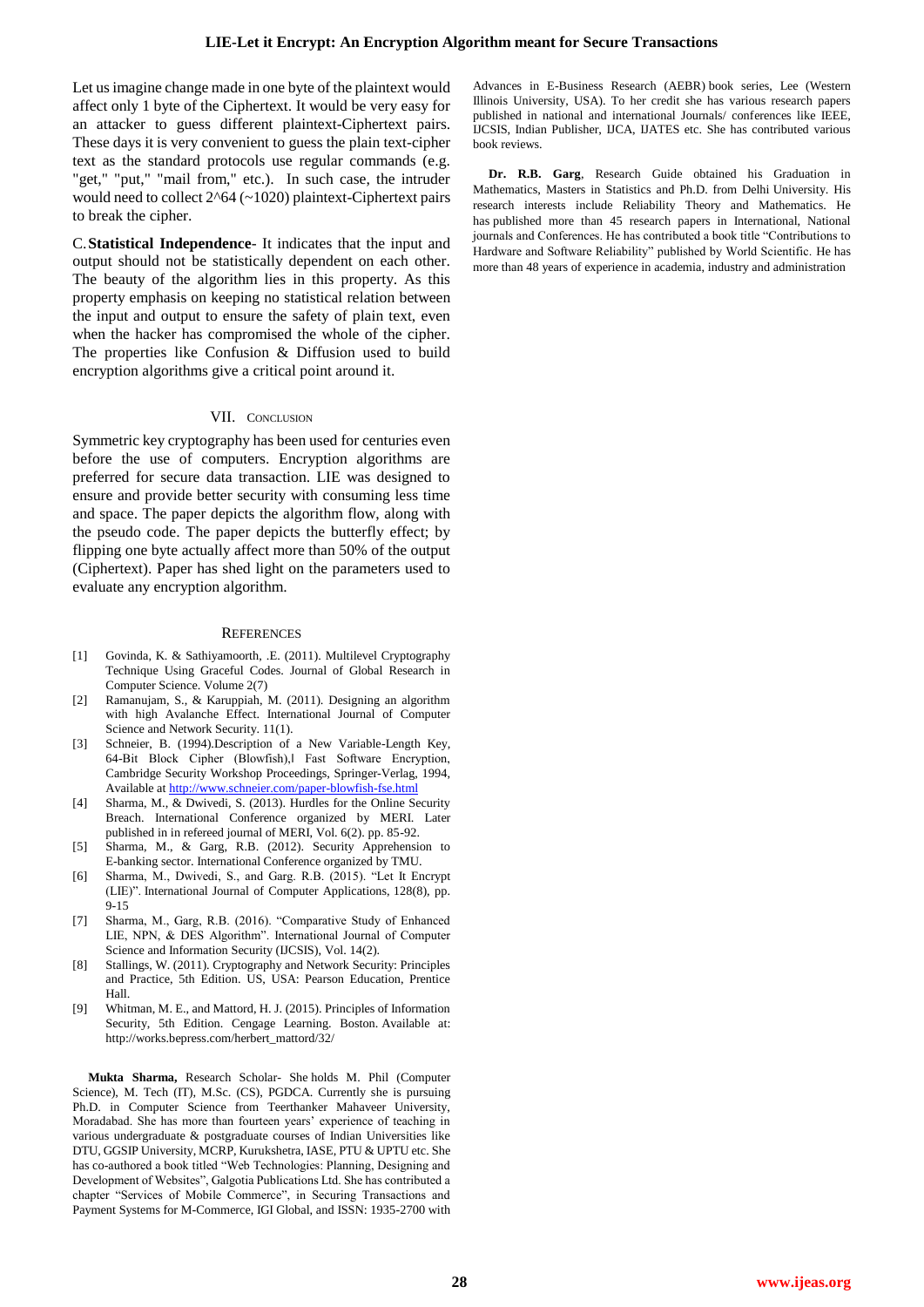Let us imagine change made in one byte of the plaintext would affect only 1 byte of the Ciphertext. It would be very easy for an attacker to guess different plaintext-Ciphertext pairs. These days it is very convenient to guess the plain text-cipher text as the standard protocols use regular commands (e.g. "get," "put," "mail from," etc.). In such case, the intruder would need to collect 2^64 (~1020) plaintext-Ciphertext pairs to break the cipher.

C. **Statistical Independence**- It indicates that the input and output should not be statistically dependent on each other. The beauty of the algorithm lies in this property. As this property emphasis on keeping no statistical relation between the input and output to ensure the safety of plain text, even when the hacker has compromised the whole of the cipher. The properties like Confusion & Diffusion used to build encryption algorithms give a critical point around it.

## VII. Conclusion

Symmetric key cryptography has been used for centuries even before the use of computers. Encryption algorithms are preferred for secure data transaction. LIE was designed to ensure and provide better security with consuming less time and space. The paper depicts the algorithm flow, along with the pseudo code. The paper depicts the butterfly effect; by flipping one byte actually affect more than 50% of the output (Ciphertext). Paper has shed light on the parameters used to evaluate any encryption algorithm.

## References

[1] Govinda, K. & Sathiyamoorth, .E. (2011). Multilevel Cryptography Technique Using Graceful Codes. Journal of Global Research in Computer Science. Volume 2(7)

[2] Ramanujam, S., & Karuppiah, M. (2011). Designing an algorithm with high Avalanche Effect. International Journal of Computer Science and Network Security. 11(1).

[3] Schneier, B. (1994).Description of a New Variable-Length Key, 64-Bit Block Cipher (Blowfish),‖ Fast Software Encryption, Cambridge Security Workshop Proceedings, Springer-Verlag, 1994, Available at http://www.schneier.com/paper-blowfish-fse.html

[4] Sharma, M., & Dwivedi, S. (2013). Hurdles for the Online Security Breach. International Conference organized by MERI. Later published in in refereed journal of MERI, Vol. 6(2). pp. 85-92.

[5] Sharma, M., & Garg, R.B. (2012). Security Apprehension to E-banking sector. International Conference organized by TMU.

[6] Sharma, M., Dwivedi, S., and Garg. R.B. (2015). "Let It Encrypt (LIE)". International Journal of Computer Applications, 128(8), pp. 9-15

[7] Sharma, M., Garg, R.B. (2016). "Comparative Study of Enhanced LIE, NPN, & DES Algorithm". International Journal of Computer Science and Information Security (IJCSIS), Vol. 14(2).

[8] Stallings, W. (2011). Cryptography and Network Security: Principles and Practice, 5th Edition. US, USA: Pearson Education, Prentice Hall.

[9] Whitman, M. E., and Mattord, H. J. (2015). Principles of Information Security, 5th Edition. Cengage Learning. Boston. Available at: http://works.bepress.com/herbert_mattord/32/

**Mukta Sharma,** Research Scholar- She holds M. Phil (Computer Science), M. Tech (IT), M.Sc. (CS), PGDCA. Currently she is pursuing Ph.D. in Computer Science from Teerthanker Mahaveer University, Moradabad. She has more than fourteen years' experience of teaching in various undergraduate & postgraduate courses of Indian Universities like DTU, GGSIP University, MCRP, Kurukshetra, IASE, PTU & UPTU etc. She has co-authored a book titled "Web Technologies: Planning, Designing and Development of Websites", Galgotia Publications Ltd. She has contributed a chapter "Services of Mobile Commerce", in Securing Transactions and Payment Systems for M-Commerce, IGI Global, and ISSN: 1935-2700 with Advances in E-Business Research (AEBR) book series, Lee (Western Illinois University, USA). To her credit she has various research papers published in national and international Journals/ conferences like IEEE, IJCSIS, Indian Publisher, IJCA, IJATES etc. She has contributed various book reviews.

**Dr. R.B. Garg**, Research Guide obtained his Graduation in Mathematics, Masters in Statistics and Ph.D. from Delhi University. His research interests include Reliability Theory and Mathematics. He has published more than 45 research papers in International, National journals and Conferences. He has contributed a book title "Contributions to Hardware and Software Reliability" published by World Scientific. He has more than 48 years of experience in academia, industry and administration